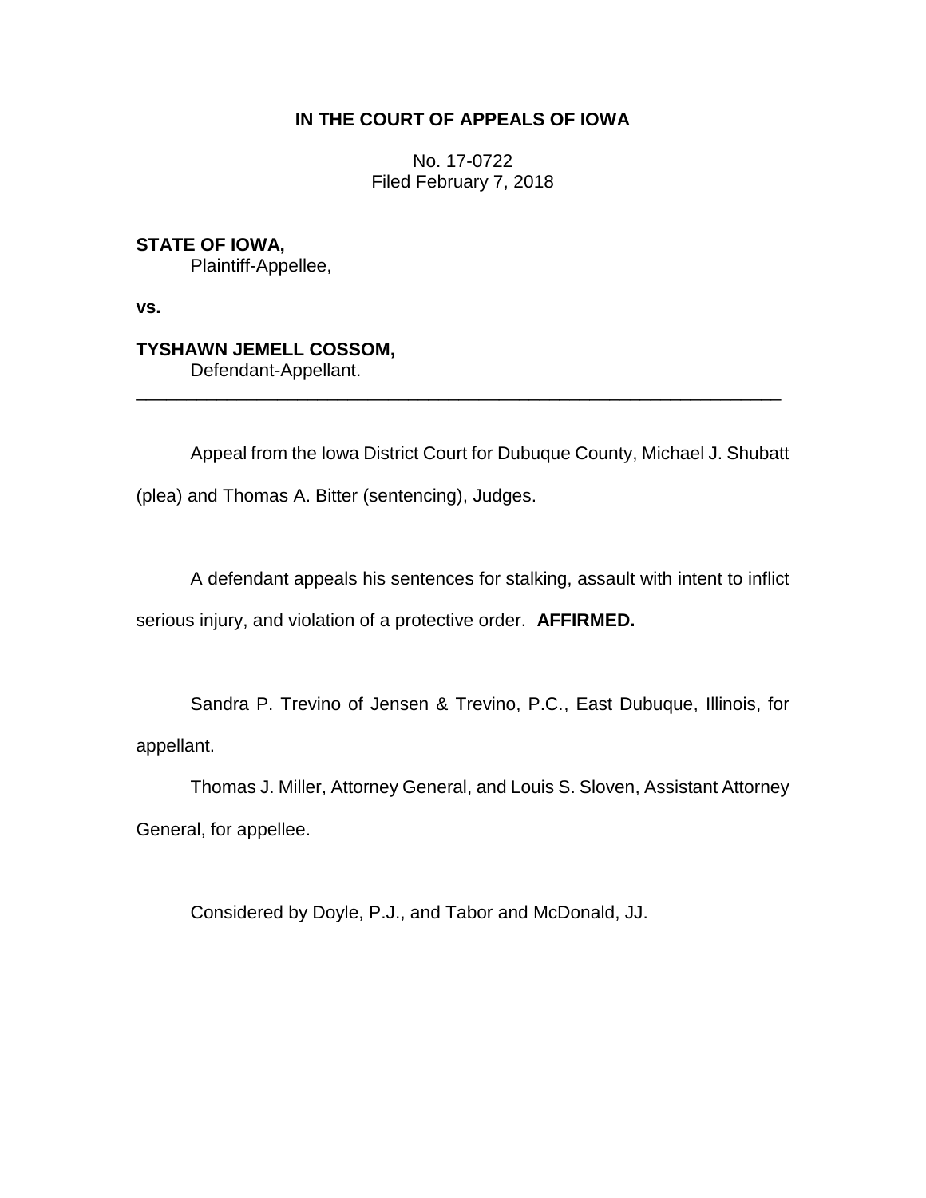**IN THE COURT OF APPEALS OF IOWA**

No. 17-0722
Filed February 7, 2018

**STATE OF IOWA,**
Plaintiff-Appellee,

**vs.**

**TYSHAWN JEMELL COSSOM,**
Defendant-Appellant.

---

Appeal from the Iowa District Court for Dubuque County, Michael J. Shubatt (plea) and Thomas A. Bitter (sentencing), Judges.

A defendant appeals his sentences for stalking, assault with intent to inflict serious injury, and violation of a protective order. **AFFIRMED.**

Sandra P. Trevino of Jensen & Trevino, P.C., East Dubuque, Illinois, for appellant.

Thomas J. Miller, Attorney General, and Louis S. Sloven, Assistant Attorney General, for appellee.

Considered by Doyle, P.J., and Tabor and McDonald, JJ.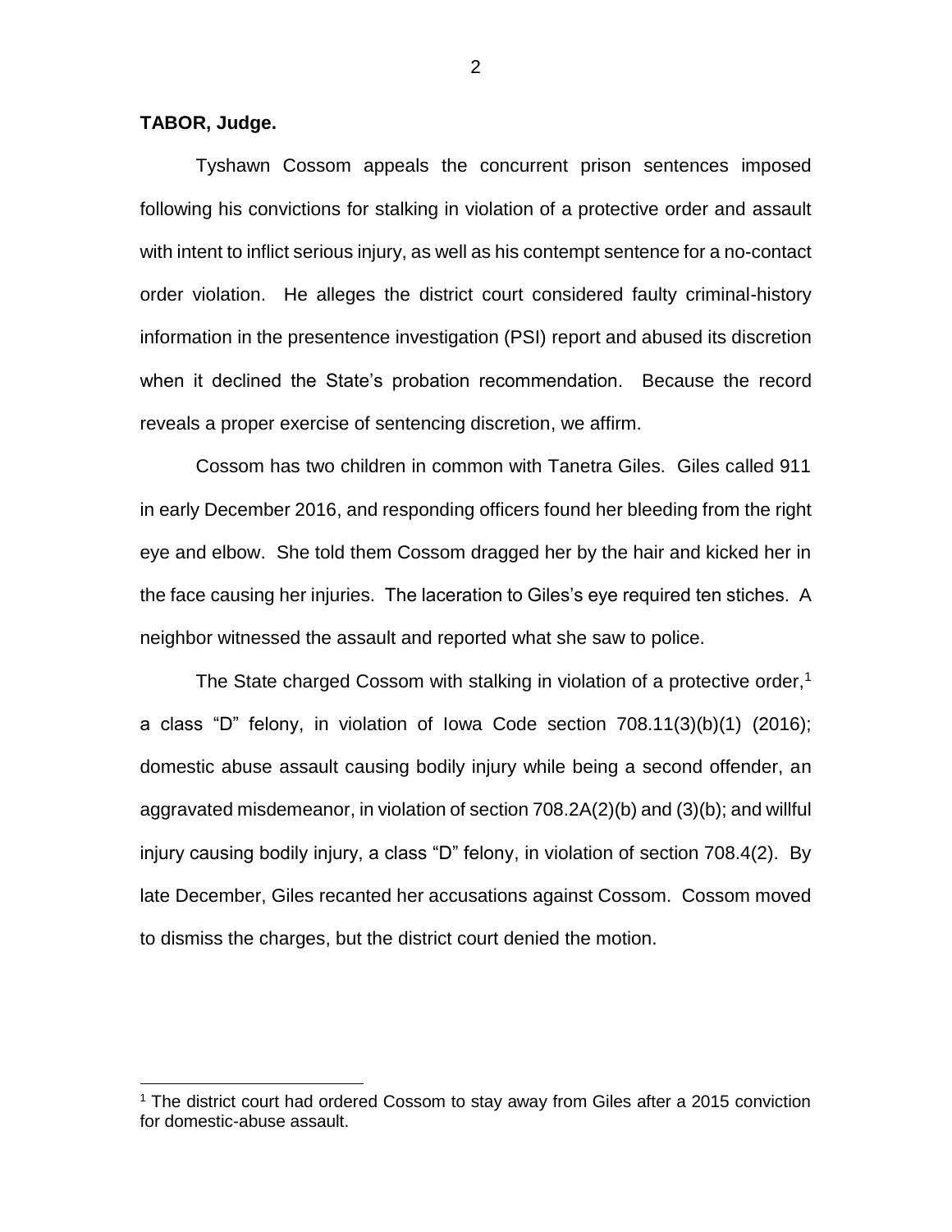**TABOR, Judge.**

Tyshawn Cossom appeals the concurrent prison sentences imposed following his convictions for stalking in violation of a protective order and assault with intent to inflict serious injury, as well as his contempt sentence for a no-contact order violation. He alleges the district court considered faulty criminal-history information in the presentence investigation (PSI) report and abused its discretion when it declined the State's probation recommendation. Because the record reveals a proper exercise of sentencing discretion, we affirm.

Cossom has two children in common with Tanetra Giles. Giles called 911 in early December 2016, and responding officers found her bleeding from the right eye and elbow. She told them Cossom dragged her by the hair and kicked her in the face causing her injuries. The laceration to Giles's eye required ten stiches. A neighbor witnessed the assault and reported what she saw to police.

The State charged Cossom with stalking in violation of a protective order,[1] a class "D" felony, in violation of Iowa Code section 708.11(3)(b)(1) (2016); domestic abuse assault causing bodily injury while being a second offender, an aggravated misdemeanor, in violation of section 708.2A(2)(b) and (3)(b); and willful injury causing bodily injury, a class "D" felony, in violation of section 708.4(2). By late December, Giles recanted her accusations against Cossom. Cossom moved to dismiss the charges, but the district court denied the motion.

[1] The district court had ordered Cossom to stay away from Giles after a 2015 conviction for domestic-abuse assault.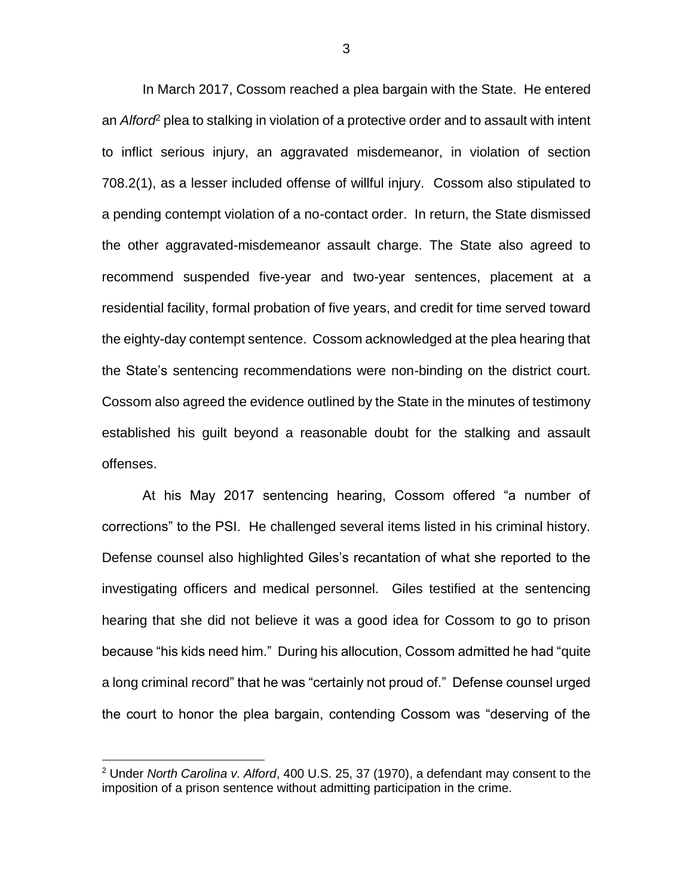In March 2017, Cossom reached a plea bargain with the State. He entered an *Alford*[2] plea to stalking in violation of a protective order and to assault with intent to inflict serious injury, an aggravated misdemeanor, in violation of section 708.2(1), as a lesser included offense of willful injury. Cossom also stipulated to a pending contempt violation of a no-contact order. In return, the State dismissed the other aggravated-misdemeanor assault charge. The State also agreed to recommend suspended five-year and two-year sentences, placement at a residential facility, formal probation of five years, and credit for time served toward the eighty-day contempt sentence. Cossom acknowledged at the plea hearing that the State's sentencing recommendations were non-binding on the district court. Cossom also agreed the evidence outlined by the State in the minutes of testimony established his guilt beyond a reasonable doubt for the stalking and assault offenses.

At his May 2017 sentencing hearing, Cossom offered "a number of corrections" to the PSI. He challenged several items listed in his criminal history. Defense counsel also highlighted Giles's recantation of what she reported to the investigating officers and medical personnel. Giles testified at the sentencing hearing that she did not believe it was a good idea for Cossom to go to prison because "his kids need him." During his allocution, Cossom admitted he had "quite a long criminal record" that he was "certainly not proud of." Defense counsel urged the court to honor the plea bargain, contending Cossom was "deserving of the

[2] Under *North Carolina v. Alford*, 400 U.S. 25, 37 (1970), a defendant may consent to the imposition of a prison sentence without admitting participation in the crime.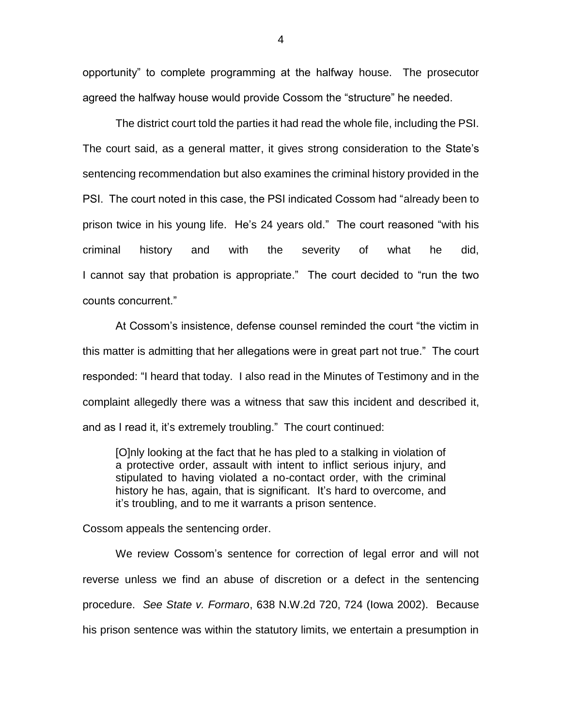opportunity" to complete programming at the halfway house. The prosecutor agreed the halfway house would provide Cossom the "structure" he needed.

The district court told the parties it had read the whole file, including the PSI. The court said, as a general matter, it gives strong consideration to the State's sentencing recommendation but also examines the criminal history provided in the PSI. The court noted in this case, the PSI indicated Cossom had "already been to prison twice in his young life. He's 24 years old." The court reasoned "with his criminal history and with the severity of what he did, I cannot say that probation is appropriate." The court decided to "run the two counts concurrent."

At Cossom's insistence, defense counsel reminded the court "the victim in this matter is admitting that her allegations were in great part not true." The court responded: "I heard that today. I also read in the Minutes of Testimony and in the complaint allegedly there was a witness that saw this incident and described it, and as I read it, it's extremely troubling." The court continued:

> [O]nly looking at the fact that he has pled to a stalking in violation of a protective order, assault with intent to inflict serious injury, and stipulated to having violated a no-contact order, with the criminal history he has, again, that is significant. It's hard to overcome, and it's troubling, and to me it warrants a prison sentence.

Cossom appeals the sentencing order.

We review Cossom's sentence for correction of legal error and will not reverse unless we find an abuse of discretion or a defect in the sentencing procedure. *See State v. Formaro*, 638 N.W.2d 720, 724 (Iowa 2002). Because his prison sentence was within the statutory limits, we entertain a presumption in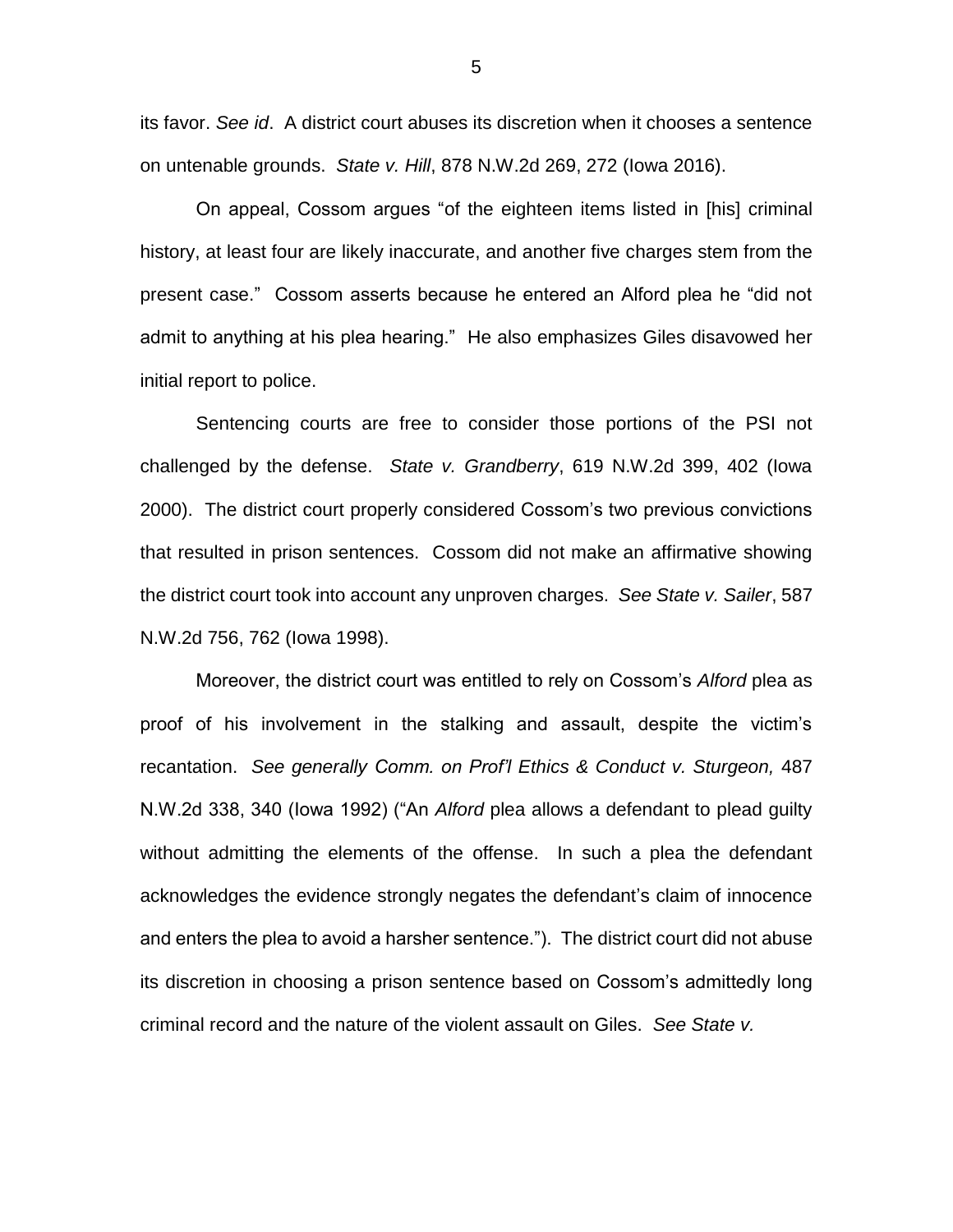its favor. *See id*. A district court abuses its discretion when it chooses a sentence on untenable grounds. *State v. Hill*, 878 N.W.2d 269, 272 (Iowa 2016).

On appeal, Cossom argues "of the eighteen items listed in [his] criminal history, at least four are likely inaccurate, and another five charges stem from the present case." Cossom asserts because he entered an Alford plea he "did not admit to anything at his plea hearing." He also emphasizes Giles disavowed her initial report to police.

Sentencing courts are free to consider those portions of the PSI not challenged by the defense. *State v. Grandberry*, 619 N.W.2d 399, 402 (Iowa 2000). The district court properly considered Cossom's two previous convictions that resulted in prison sentences. Cossom did not make an affirmative showing the district court took into account any unproven charges. *See State v. Sailer*, 587 N.W.2d 756, 762 (Iowa 1998).

Moreover, the district court was entitled to rely on Cossom's *Alford* plea as proof of his involvement in the stalking and assault, despite the victim's recantation. *See generally Comm. on Prof'l Ethics & Conduct v. Sturgeon,* 487 N.W.2d 338, 340 (Iowa 1992) ("An *Alford* plea allows a defendant to plead guilty without admitting the elements of the offense. In such a plea the defendant acknowledges the evidence strongly negates the defendant's claim of innocence and enters the plea to avoid a harsher sentence."). The district court did not abuse its discretion in choosing a prison sentence based on Cossom's admittedly long criminal record and the nature of the violent assault on Giles. *See State v.*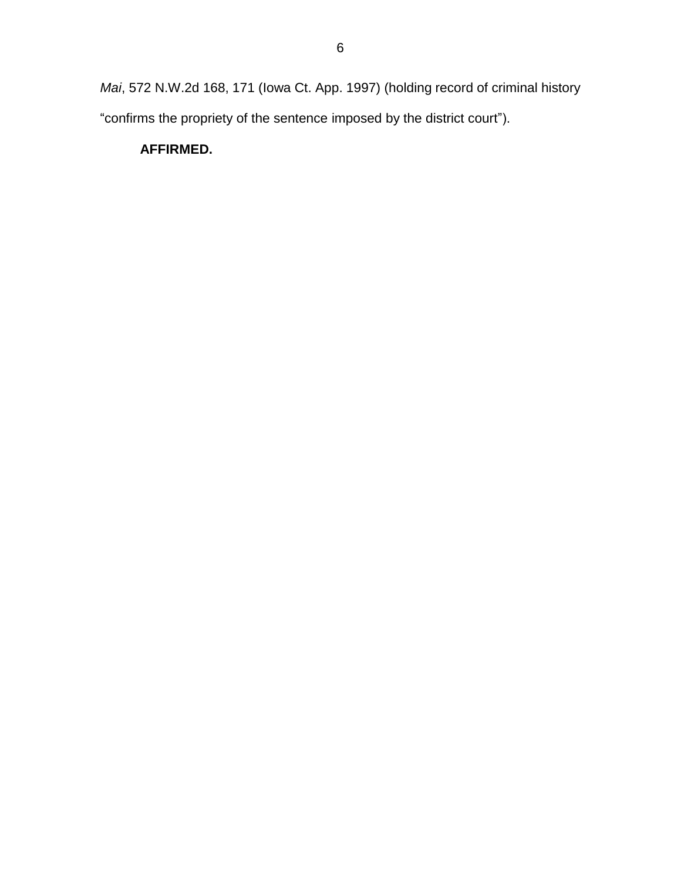*Mai*, 572 N.W.2d 168, 171 (Iowa Ct. App. 1997) (holding record of criminal history "confirms the propriety of the sentence imposed by the district court").

**AFFIRMED.**